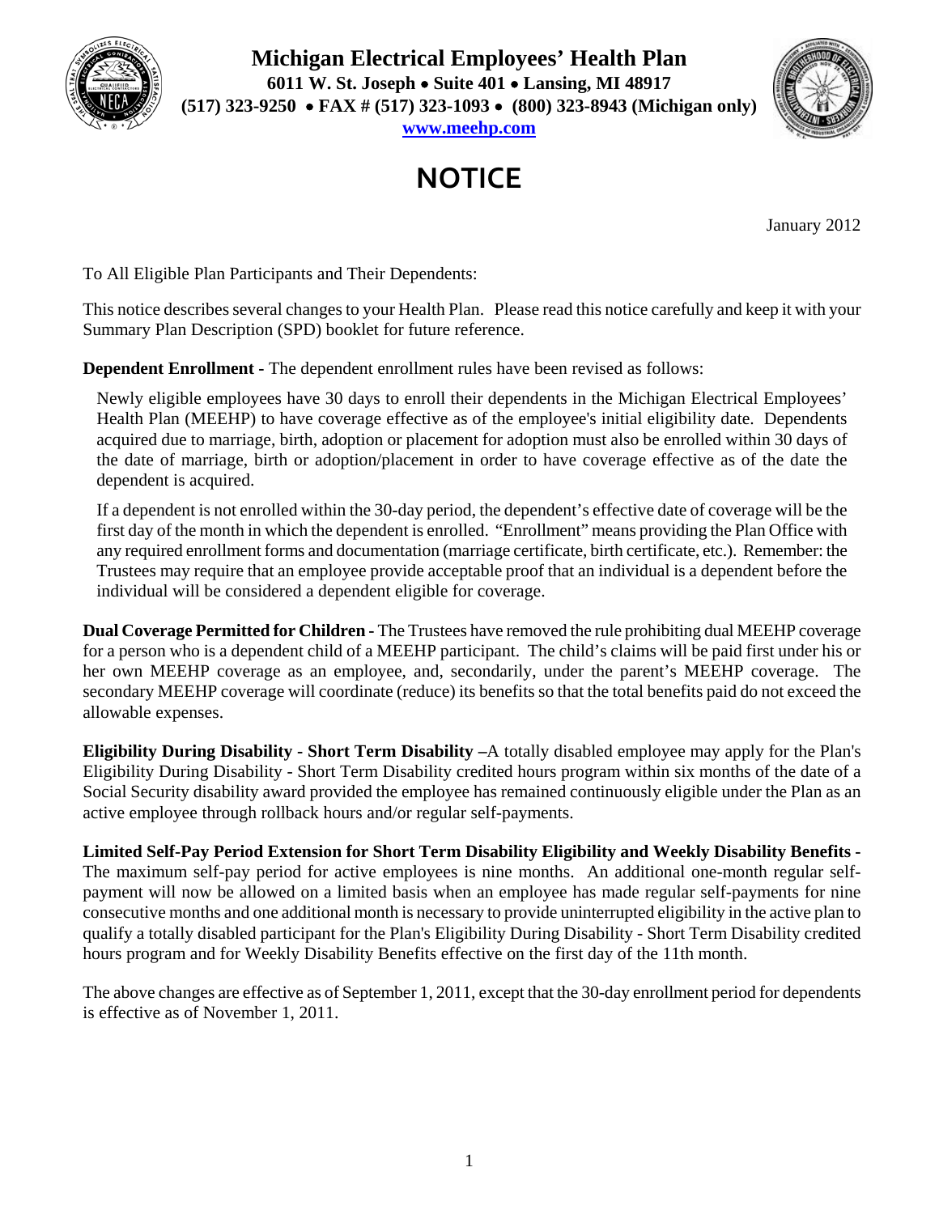# Michigan Electrical Employees' Health Plan

**6011 W. St. Joseph • Suite 401 • Lansing, MI 48917**
**(517) 323-9250 • FAX # (517) 323-1093 • (800) 323-8943 (Michigan only)**
**www.meehp.com**

## NOTICE

January 2012

To All Eligible Plan Participants and Their Dependents:

This notice describes several changes to your Health Plan. Please read this notice carefully and keep it with your Summary Plan Description (SPD) booklet for future reference.

**Dependent Enrollment** - The dependent enrollment rules have been revised as follows:

Newly eligible employees have 30 days to enroll their dependents in the Michigan Electrical Employees' Health Plan (MEEHP) to have coverage effective as of the employee's initial eligibility date. Dependents acquired due to marriage, birth, adoption or placement for adoption must also be enrolled within 30 days of the date of marriage, birth or adoption/placement in order to have coverage effective as of the date the dependent is acquired.

If a dependent is not enrolled within the 30-day period, the dependent's effective date of coverage will be the first day of the month in which the dependent is enrolled. "Enrollment" means providing the Plan Office with any required enrollment forms and documentation (marriage certificate, birth certificate, etc.). Remember: the Trustees may require that an employee provide acceptable proof that an individual is a dependent before the individual will be considered a dependent eligible for coverage.

**Dual Coverage Permitted for Children** - The Trustees have removed the rule prohibiting dual MEEHP coverage for a person who is a dependent child of a MEEHP participant. The child's claims will be paid first under his or her own MEEHP coverage as an employee, and, secondarily, under the parent's MEEHP coverage. The secondary MEEHP coverage will coordinate (reduce) its benefits so that the total benefits paid do not exceed the allowable expenses.

**Eligibility During Disability - Short Term Disability** –A totally disabled employee may apply for the Plan's Eligibility During Disability - Short Term Disability credited hours program within six months of the date of a Social Security disability award provided the employee has remained continuously eligible under the Plan as an active employee through rollback hours and/or regular self-payments.

**Limited Self-Pay Period Extension for Short Term Disability Eligibility and Weekly Disability Benefits** - The maximum self-pay period for active employees is nine months. An additional one-month regular self-payment will now be allowed on a limited basis when an employee has made regular self-payments for nine consecutive months and one additional month is necessary to provide uninterrupted eligibility in the active plan to qualify a totally disabled participant for the Plan's Eligibility During Disability - Short Term Disability credited hours program and for Weekly Disability Benefits effective on the first day of the 11th month.

The above changes are effective as of September 1, 2011, except that the 30-day enrollment period for dependents is effective as of November 1, 2011.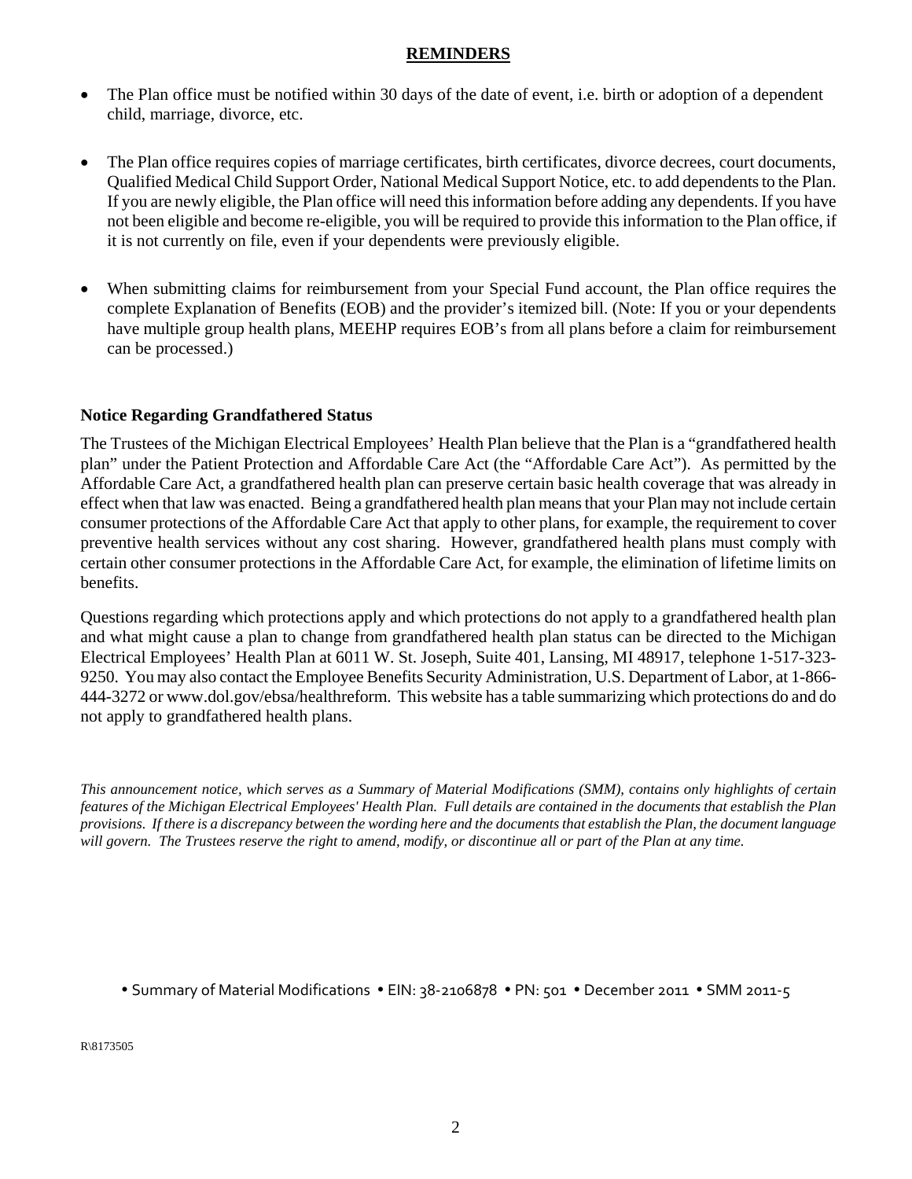## REMINDERS

- The Plan office must be notified within 30 days of the date of event, i.e. birth or adoption of a dependent child, marriage, divorce, etc.
- The Plan office requires copies of marriage certificates, birth certificates, divorce decrees, court documents, Qualified Medical Child Support Order, National Medical Support Notice, etc. to add dependents to the Plan. If you are newly eligible, the Plan office will need this information before adding any dependents. If you have not been eligible and become re-eligible, you will be required to provide this information to the Plan office, if it is not currently on file, even if your dependents were previously eligible.
- When submitting claims for reimbursement from your Special Fund account, the Plan office requires the complete Explanation of Benefits (EOB) and the provider's itemized bill. (Note: If you or your dependents have multiple group health plans, MEEHP requires EOB's from all plans before a claim for reimbursement can be processed.)

### Notice Regarding Grandfathered Status

The Trustees of the Michigan Electrical Employees' Health Plan believe that the Plan is a "grandfathered health plan" under the Patient Protection and Affordable Care Act (the "Affordable Care Act"). As permitted by the Affordable Care Act, a grandfathered health plan can preserve certain basic health coverage that was already in effect when that law was enacted. Being a grandfathered health plan means that your Plan may not include certain consumer protections of the Affordable Care Act that apply to other plans, for example, the requirement to cover preventive health services without any cost sharing. However, grandfathered health plans must comply with certain other consumer protections in the Affordable Care Act, for example, the elimination of lifetime limits on benefits.

Questions regarding which protections apply and which protections do not apply to a grandfathered health plan and what might cause a plan to change from grandfathered health plan status can be directed to the Michigan Electrical Employees' Health Plan at 6011 W. St. Joseph, Suite 401, Lansing, MI 48917, telephone 1-517-323-9250. You may also contact the Employee Benefits Security Administration, U.S. Department of Labor, at 1-866-444-3272 or www.dol.gov/ebsa/healthreform. This website has a table summarizing which protections do and do not apply to grandfathered health plans.

*This announcement notice, which serves as a Summary of Material Modifications (SMM), contains only highlights of certain features of the Michigan Electrical Employees' Health Plan. Full details are contained in the documents that establish the Plan provisions. If there is a discrepancy between the wording here and the documents that establish the Plan, the document language will govern. The Trustees reserve the right to amend, modify, or discontinue all or part of the Plan at any time.*

• Summary of Material Modifications • EIN: 38-2106878 • PN: 501 • December 2011 • SMM 2011-5

R\8173505